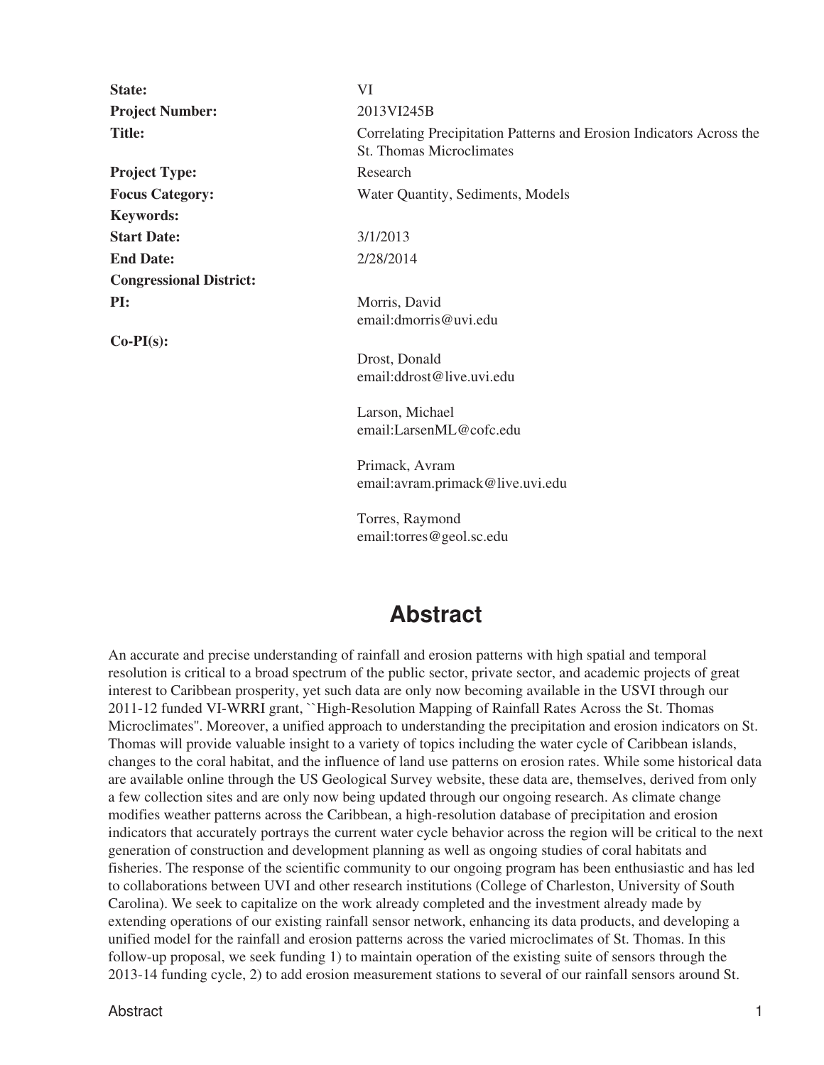| | |
|---|---|
| **State:** | VI |
| **Project Number:** | 2013VI245B |
| **Title:** | Correlating Precipitation Patterns and Erosion Indicators Across the St. Thomas Microclimates |
| **Project Type:** | Research |
| **Focus Category:** | Water Quantity, Sediments, Models |
| **Keywords:** | |
| **Start Date:** | 3/1/2013 |
| **End Date:** | 2/28/2014 |
| **Congressional District:** | |
| **PI:** | Morris, David<br>email:dmorris@uvi.edu |
| **Co-PI(s):** | Drost, Donald<br>email:ddrost@live.uvi.edu<br><br>Larson, Michael<br>email:LarsenML@cofc.edu<br><br>Primack, Avram<br>email:avram.primack@live.uvi.edu<br><br>Torres, Raymond<br>email:torres@geol.sc.edu |

# Abstract

An accurate and precise understanding of rainfall and erosion patterns with high spatial and temporal resolution is critical to a broad spectrum of the public sector, private sector, and academic projects of great interest to Caribbean prosperity, yet such data are only now becoming available in the USVI through our 2011-12 funded VI-WRRI grant, ``High-Resolution Mapping of Rainfall Rates Across the St. Thomas Microclimates". Moreover, a unified approach to understanding the precipitation and erosion indicators on St. Thomas will provide valuable insight to a variety of topics including the water cycle of Caribbean islands, changes to the coral habitat, and the influence of land use patterns on erosion rates. While some historical data are available online through the US Geological Survey website, these data are, themselves, derived from only a few collection sites and are only now being updated through our ongoing research. As climate change modifies weather patterns across the Caribbean, a high-resolution database of precipitation and erosion indicators that accurately portrays the current water cycle behavior across the region will be critical to the next generation of construction and development planning as well as ongoing studies of coral habitats and fisheries. The response of the scientific community to our ongoing program has been enthusiastic and has led to collaborations between UVI and other research institutions (College of Charleston, University of South Carolina). We seek to capitalize on the work already completed and the investment already made by extending operations of our existing rainfall sensor network, enhancing its data products, and developing a unified model for the rainfall and erosion patterns across the varied microclimates of St. Thomas. In this follow-up proposal, we seek funding 1) to maintain operation of the existing suite of sensors through the 2013-14 funding cycle, 2) to add erosion measurement stations to several of our rainfall sensors around St.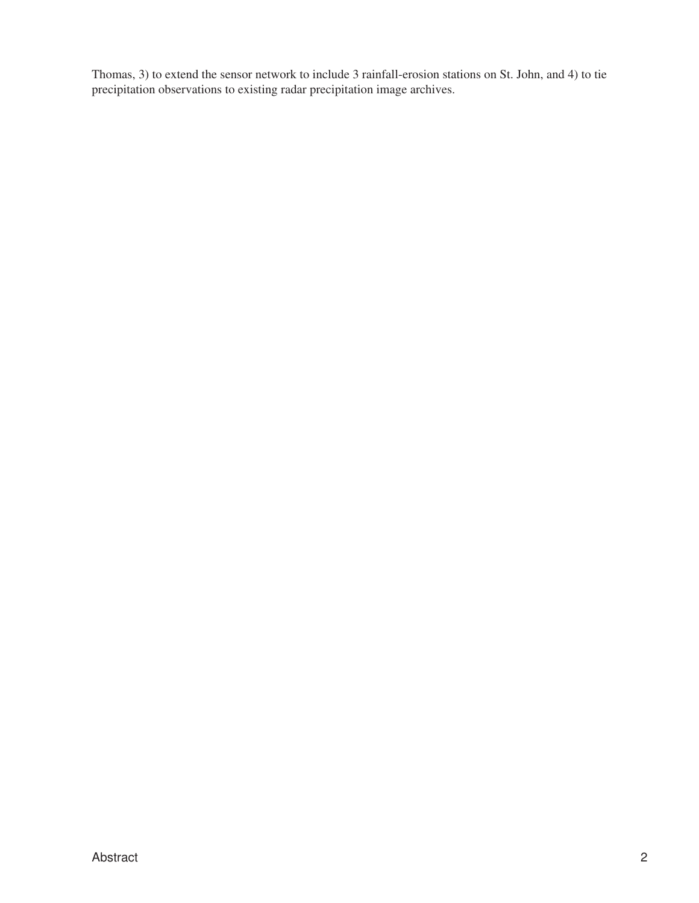Thomas, 3) to extend the sensor network to include 3 rainfall-erosion stations on St. John, and 4) to tie precipitation observations to existing radar precipitation image archives.